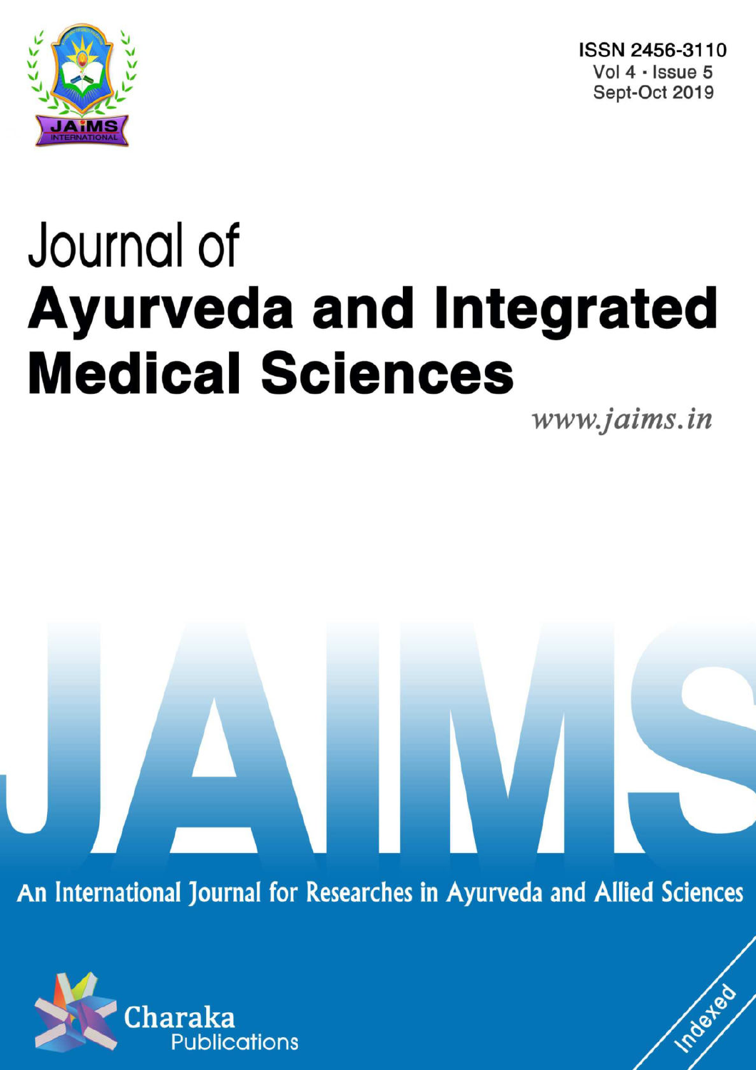ISSN 2456-3110
Vol 4 · Issue 5
Sept-Oct 2019

# Journal of
# Ayurveda and Integrated Medical Sciences

www.jaims.in

JAIMS

An International Journal for Researches in Ayurveda and Allied Sciences

Charaka Publications

Indexed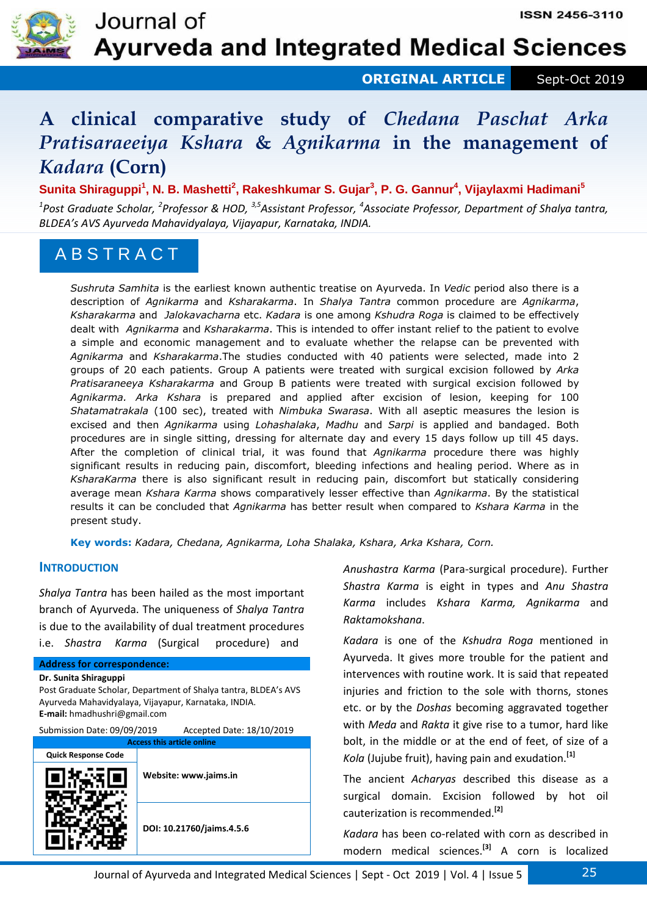# A clinical comparative study of *Chedana Paschat Arka Pratisaraeeiya Kshara* & *Agnikarma* in the management of *Kadara* (Corn)

**Sunita Shiraguppi[1], N. B. Mashetti[2], Rakeshkumar S. Gujar[3], P. G. Gannur[4], Vijaylaxmi Hadimani[5]**

*[1]Post Graduate Scholar, [2]Professor & HOD, [3,5]Assistant Professor, [4]Associate Professor, Department of Shalya tantra, BLDEA's AVS Ayurveda Mahavidyalaya, Vijayapur, Karnataka, INDIA.*

## ABSTRACT

*Sushruta Samhita* is the earliest known authentic treatise on Ayurveda. In *Vedic* period also there is a description of *Agnikarma* and *Ksharakarma*. In *Shalya Tantra* common procedure are *Agnikarma*, *Ksharakarma* and *Jalokavacharna* etc. *Kadara* is one among *Kshudra Roga* is claimed to be effectively dealt with *Agnikarma* and *Ksharakarma*. This is intended to offer instant relief to the patient to evolve a simple and economic management and to evaluate whether the relapse can be prevented with *Agnikarma* and *Ksharakarma*.The studies conducted with 40 patients were selected, made into 2 groups of 20 each patients. Group A patients were treated with surgical excision followed by *Arka Pratisaraneeya Ksharakarma* and Group B patients were treated with surgical excision followed by *Agnikarma. Arka Kshara* is prepared and applied after excision of lesion, keeping for 100 *Shatamatrakala* (100 sec), treated with *Nimbuka Swarasa*. With all aseptic measures the lesion is excised and then *Agnikarma* using *Lohashalaka*, *Madhu* and *Sarpi* is applied and bandaged. Both procedures are in single sitting, dressing for alternate day and every 15 days follow up till 45 days. After the completion of clinical trial, it was found that *Agnikarma* procedure there was highly significant results in reducing pain, discomfort, bleeding infections and healing period. Where as in *KsharaKarma* there is also significant result in reducing pain, discomfort but statically considering average mean *Kshara Karma* shows comparatively lesser effective than *Agnikarma*. By the statistical results it can be concluded that *Agnikarma* has better result when compared to *Kshara Karma* in the present study.

**Key words:** *Kadara, Chedana, Agnikarma, Loha Shalaka, Kshara, Arka Kshara, Corn.*

## INTRODUCTION

*Shalya Tantra* has been hailed as the most important branch of Ayurveda. The uniqueness of *Shalya Tantra* is due to the availability of dual treatment procedures i.e. *Shastra Karma* (Surgical procedure) and *Anushastra Karma* (Para-surgical procedure). Further *Shastra Karma* is eight in types and *Anu Shastra Karma* includes *Kshara Karma, Agnikarma* and *Raktamokshana*.

*Kadara* is one of the *Kshudra Roga* mentioned in Ayurveda. It gives more trouble for the patient and intervences with routine work. It is said that repeated injuries and friction to the sole with thorns, stones etc. or by the *Doshas* becoming aggravated together with *Meda* and *Rakta* it give rise to a tumor, hard like bolt, in the middle or at the end of feet, of size of a *Kola* (Jujube fruit), having pain and exudation.[1]

The ancient *Acharyas* described this disease as a surgical domain. Excision followed by hot oil cauterization is recommended.[2]

*Kadara* has been co-related with corn as described in modern medical sciences.[3] A corn is localized

**Address for correspondence:**
**Dr. Sunita Shiraguppi**
Post Graduate Scholar, Department of Shalya tantra, BLDEA's AVS Ayurveda Mahavidyalaya, Vijayapur, Karnataka, INDIA.
**E-mail:** hmadhushri@gmail.com

Submission Date: 09/09/2019 Accepted Date: 18/10/2019

| Access this article online | |
|---|---|
| Quick Response Code | |
| | Website: www.jaims.in |
| | DOI: 10.21760/jaims.4.5.6 |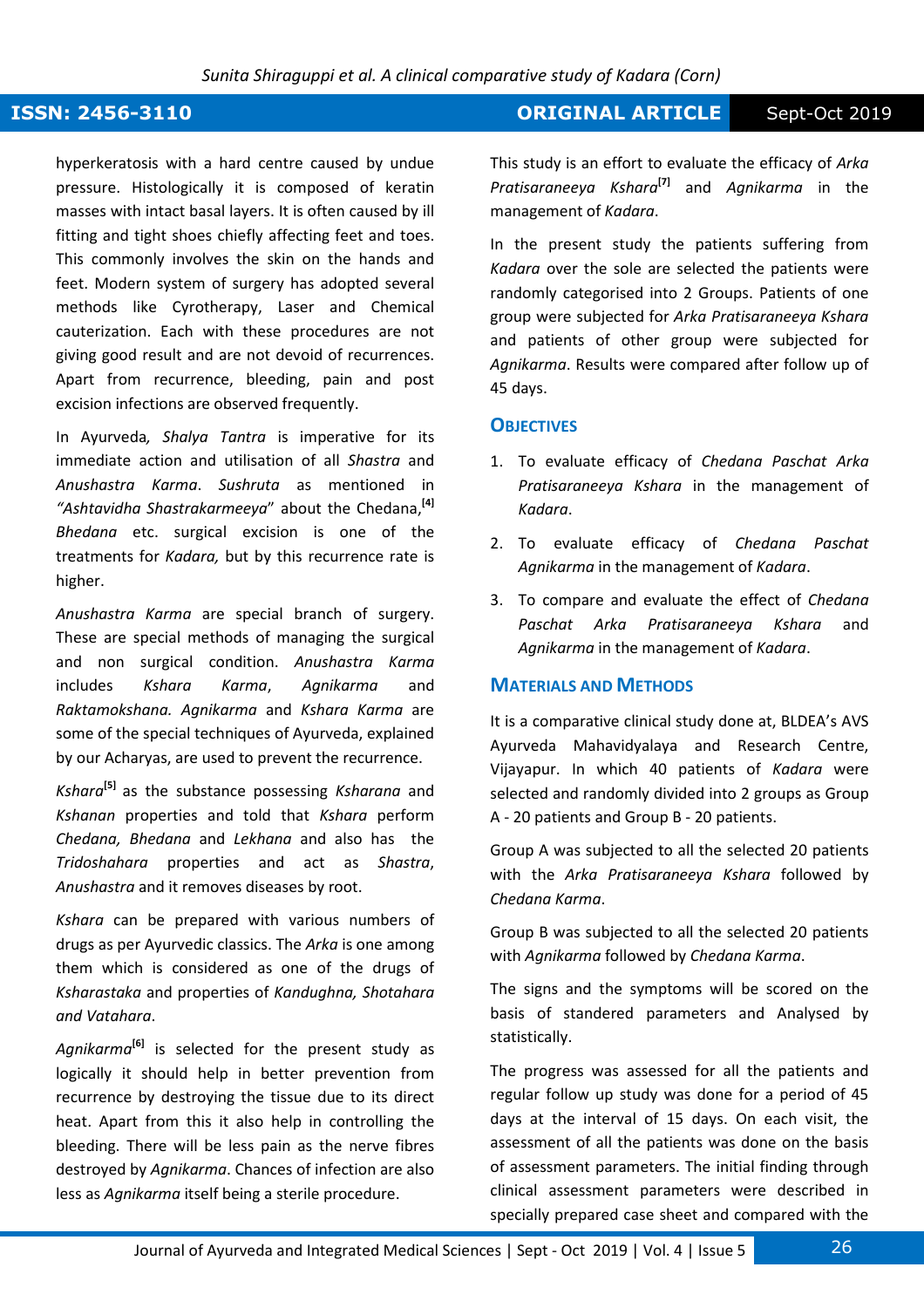hyperkeratosis with a hard centre caused by undue pressure. Histologically it is composed of keratin masses with intact basal layers. It is often caused by ill fitting and tight shoes chiefly affecting feet and toes. This commonly involves the skin on the hands and feet. Modern system of surgery has adopted several methods like Cyrotherapy, Laser and Chemical cauterization. Each with these procedures are not giving good result and are not devoid of recurrences. Apart from recurrence, bleeding, pain and post excision infections are observed frequently.

In Ayurveda*, Shalya Tantra* is imperative for its immediate action and utilisation of all *Shastra* and *Anushastra Karma*. *Sushruta* as mentioned in *"Ashtavidha Shastrakarmeeya*" about the Chedana,[4] *Bhedana* etc. surgical excision is one of the treatments for *Kadara,* but by this recurrence rate is higher.

*Anushastra Karma* are special branch of surgery. These are special methods of managing the surgical and non surgical condition. *Anushastra Karma* includes *Kshara Karma*, *Agnikarma* and *Raktamokshana. Agnikarma* and *Kshara Karma* are some of the special techniques of Ayurveda, explained by our Acharyas, are used to prevent the recurrence.

*Kshara*[5] as the substance possessing *Ksharana* and *Kshanan* properties and told that *Kshara* perform *Chedana, Bhedana* and *Lekhana* and also has the *Tridoshahara* properties and act as *Shastra*, *Anushastra* and it removes diseases by root.

*Kshara* can be prepared with various numbers of drugs as per Ayurvedic classics. The *Arka* is one among them which is considered as one of the drugs of *Ksharastaka* and properties of *Kandughna, Shotahara and Vatahara*.

*Agnikarma*[6] is selected for the present study as logically it should help in better prevention from recurrence by destroying the tissue due to its direct heat. Apart from this it also help in controlling the bleeding. There will be less pain as the nerve fibres destroyed by *Agnikarma*. Chances of infection are also less as *Agnikarma* itself being a sterile procedure.

This study is an effort to evaluate the efficacy of *Arka Pratisaraneeya Kshara*[7] and *Agnikarma* in the management of *Kadara*.

In the present study the patients suffering from *Kadara* over the sole are selected the patients were randomly categorised into 2 Groups. Patients of one group were subjected for *Arka Pratisaraneeya Kshara* and patients of other group were subjected for *Agnikarma*. Results were compared after follow up of 45 days.

## Objectives

1. To evaluate efficacy of *Chedana Paschat Arka Pratisaraneeya Kshara* in the management of *Kadara*.
2. To evaluate efficacy of *Chedana Paschat Agnikarma* in the management of *Kadara*.
3. To compare and evaluate the effect of *Chedana Paschat Arka Pratisaraneeya Kshara* and *Agnikarma* in the management of *Kadara*.

## Materials and Methods

It is a comparative clinical study done at, BLDEA's AVS Ayurveda Mahavidyalaya and Research Centre, Vijayapur. In which 40 patients of *Kadara* were selected and randomly divided into 2 groups as Group A - 20 patients and Group B - 20 patients.

Group A was subjected to all the selected 20 patients with the *Arka Pratisaraneeya Kshara* followed by *Chedana Karma*.

Group B was subjected to all the selected 20 patients with *Agnikarma* followed by *Chedana Karma*.

The signs and the symptoms will be scored on the basis of standered parameters and Analysed by statistically.

The progress was assessed for all the patients and regular follow up study was done for a period of 45 days at the interval of 15 days. On each visit, the assessment of all the patients was done on the basis of assessment parameters. The initial finding through clinical assessment parameters were described in specially prepared case sheet and compared with the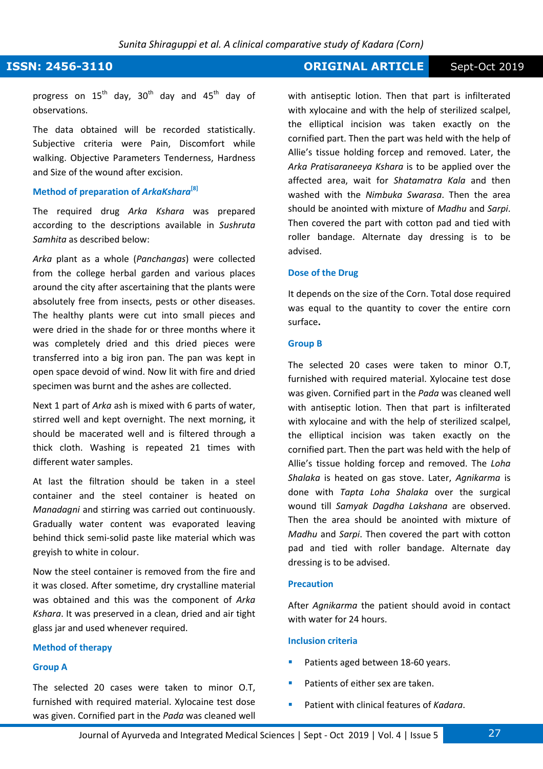progress on 15th day, 30th day and 45th day of observations.

The data obtained will be recorded statistically. Subjective criteria were Pain, Discomfort while walking. Objective Parameters Tenderness, Hardness and Size of the wound after excision.

### Method of preparation of *ArkKshara*[8]

The required drug *Arka Kshara* was prepared according to the descriptions available in *Sushruta Samhita* as described below:

*Arka* plant as a whole (*Panchangas*) were collected from the college herbal garden and various places around the city after ascertaining that the plants were absolutely free from insects, pests or other diseases. The healthy plants were cut into small pieces and were dried in the shade for or three months where it was completely dried and this dried pieces were transferred into a big iron pan. The pan was kept in open space devoid of wind. Now lit with fire and dried specimen was burnt and the ashes are collected.

Next 1 part of *Arka* ash is mixed with 6 parts of water, stirred well and kept overnight. The next morning, it should be macerated well and is filtered through a thick cloth. Washing is repeated 21 times with different water samples.

At last the filtration should be taken in a steel container and the steel container is heated on *Manadagni* and stirring was carried out continuously. Gradually water content was evaporated leaving behind thick semi-solid paste like material which was greyish to white in colour.

Now the steel container is removed from the fire and it was closed. After sometime, dry crystalline material was obtained and this was the component of *Arka Kshara*. It was preserved in a clean, dried and air tight glass jar and used whenever required.

### Method of therapy

### Group A

The selected 20 cases were taken to minor O.T, furnished with required material. Xylocaine test dose was given. Cornified part in the *Pada* was cleaned well with antiseptic lotion. Then that part is infilterated with xylocaine and with the help of sterilized scalpel, the elliptical incision was taken exactly on the cornified part. Then the part was held with the help of Allie's tissue holding forcep and removed. Later, the *Arka Pratisaraneeya Kshara* is to be applied over the affected area, wait for *Shatamatra Kala* and then washed with the *Nimbuka Swarasa*. Then the area should be anointed with mixture of *Madhu* and *Sarpi*. Then covered the part with cotton pad and tied with roller bandage. Alternate day dressing is to be advised.

### Dose of the Drug

It depends on the size of the Corn. Total dose required was equal to the quantity to cover the entire corn surface**.**

### Group B

The selected 20 cases were taken to minor O.T, furnished with required material. Xylocaine test dose was given. Cornified part in the *Pada* was cleaned well with antiseptic lotion. Then that part is infilterated with xylocaine and with the help of sterilized scalpel, the elliptical incision was taken exactly on the cornified part. Then the part was held with the help of Allie's tissue holding forcep and removed. The *Loha Shalaka* is heated on gas stove. Later, *Agnikarma* is done with *Tapta Loha Shalaka* over the surgical wound till *Samyak Dagdha Lakshana* are observed. Then the area should be anointed with mixture of *Madhu* and *Sarpi*. Then covered the part with cotton pad and tied with roller bandage. Alternate day dressing is to be advised.

### Precaution

After *Agnikarma* the patient should avoid in contact with water for 24 hours.

### Inclusion criteria

- Patients aged between 18-60 years.
- Patients of either sex are taken.
- Patient with clinical features of *Kadara*.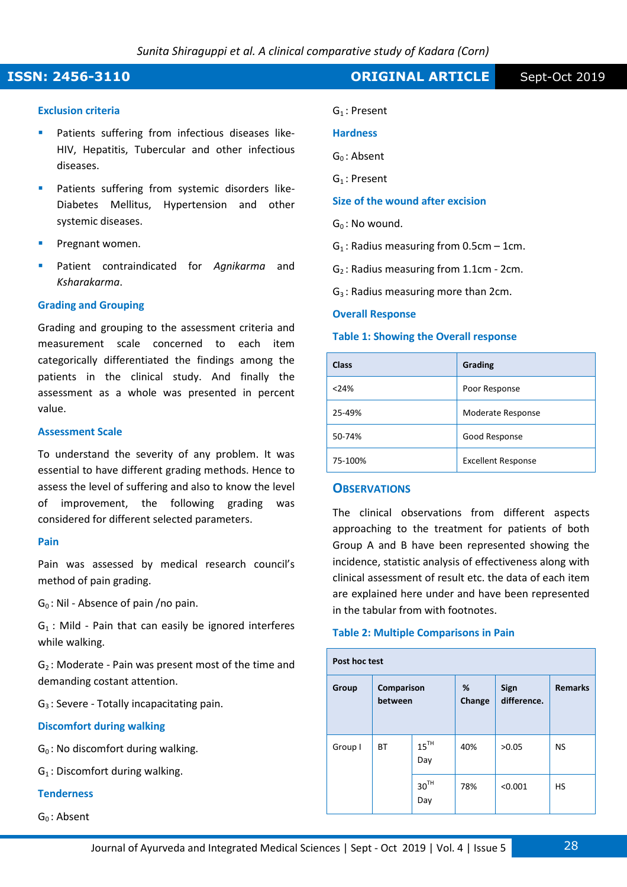### Exclusion criteria

- Patients suffering from infectious diseases like-HIV, Hepatitis, Tubercular and other infectious diseases.
- Patients suffering from systemic disorders like-Diabetes Mellitus, Hypertension and other systemic diseases.
- Pregnant women.
- Patient contraindicated for *Agnikarma* and *Ksharakarma*.

### Grading and Grouping

Grading and grouping to the assessment criteria and measurement scale concerned to each item categorically differentiated the findings among the patients in the clinical study. And finally the assessment as a whole was presented in percent value.

### Assessment Scale

To understand the severity of any problem. It was essential to have different grading methods. Hence to assess the level of suffering and also to know the level of improvement, the following grading was considered for different selected parameters.

### Pain

Pain was assessed by medical research council's method of pain grading.

$G_0$ : Nil - Absence of pain /no pain.

$G_1$ : Mild - Pain that can easily be ignored interferes while walking.

$G_2$ : Moderate - Pain was present most of the time and demanding costant attention.

$G_3$ : Severe - Totally incapacitating pain.

### Discomfort during walking

$G_0$ : No discomfort during walking.

$G_1$ : Discomfort during walking.

### Tenderness

$G_0$ : Absent

$G_1$ : Present

### Hardness

$G_0$ : Absent

$G_1$ : Present

### Size of the wound after excision

$G_0$ : No wound.

$G_1$ : Radius measuring from 0.5cm – 1cm.

$G_2$ : Radius measuring from 1.1cm - 2cm.

$G_3$ : Radius measuring more than 2cm.

### Overall Response

**Table 1: Showing the Overall response**

| Class | Grading |
|---|---|
| <24% | Poor Response |
| 25-49% | Moderate Response |
| 50-74% | Good Response |
| 75-100% | Excellent Response |

## OBSERVATIONS

The clinical observations from different aspects approaching to the treatment for patients of both Group A and B have been represented showing the incidence, statistic analysis of effectiveness along with clinical assessment of result etc. the data of each item are explained here under and have been represented in the tabular from with footnotes.

**Table 2: Multiple Comparisons in Pain**

| Post hoc test | | | | | |
|---|---|---|---|---|---|
| Group | Comparison between | | % Change | Sign difference. | Remarks |
| Group I | BT | $15^{TH}$ Day | 40% | >0.05 | NS |
| | | $30^{TH}$ Day | 78% | <0.001 | HS |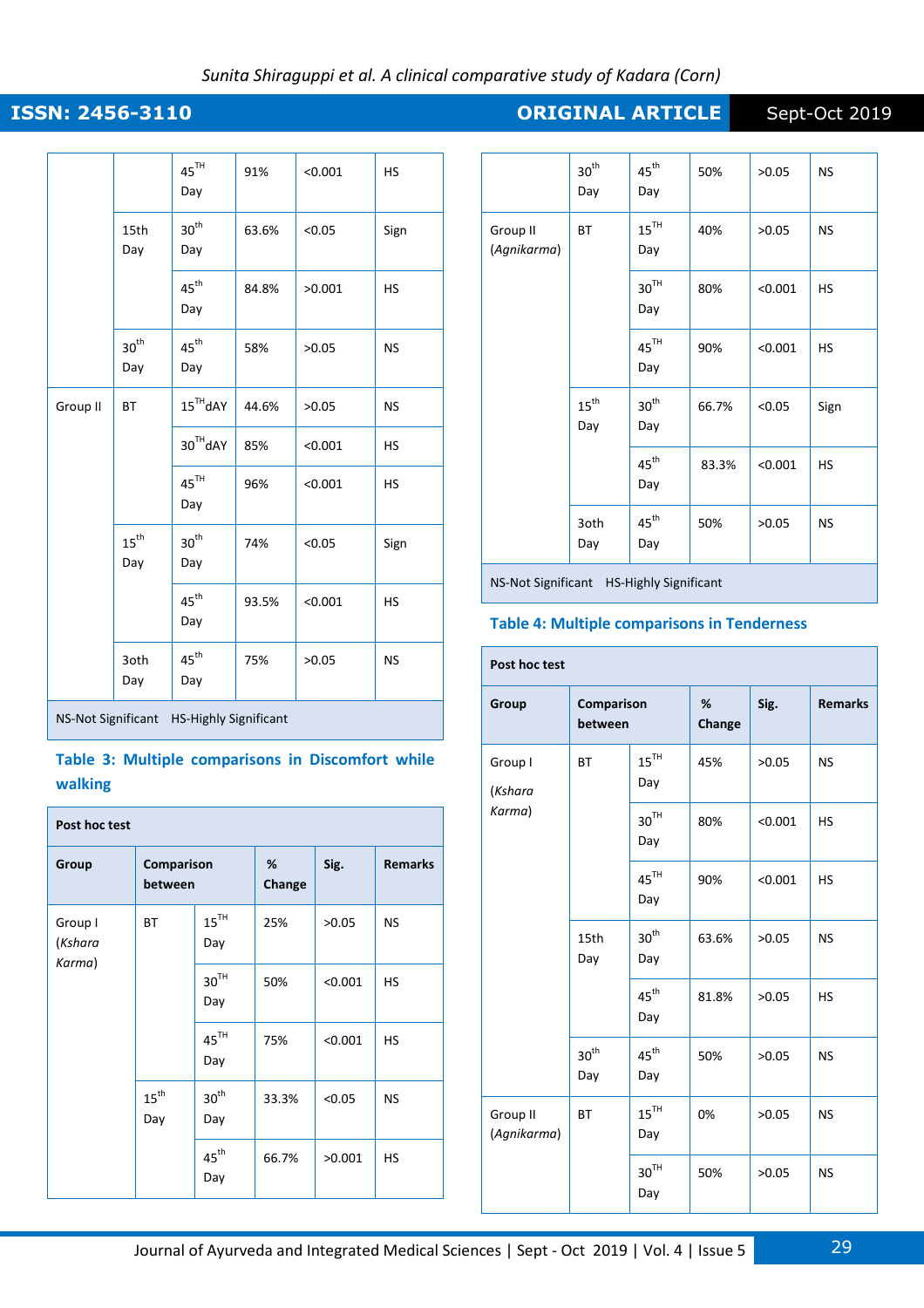| | | 45[TH] Day | 91% | <0.001 | HS |
|---|---|---|---|---|---|
| | 15th Day | 30[th] Day | 63.6% | <0.05 | Sign |
| | | 45[th] Day | 84.8% | >0.001 | HS |
| | 30[th] Day | 45[th] Day | 58% | >0.05 | NS |
| Group II | BT | 15[TH] dAY | 44.6% | >0.05 | NS |
| | | 30[TH] dAY | 85% | <0.001 | HS |
| | | 45[TH] Day | 96% | <0.001 | HS |
| | 15[th] Day | 30[th] Day | 74% | <0.05 | Sign |
| | | 45[th] Day | 93.5% | <0.001 | HS |
| | 3oth Day | 45[th] Day | 75% | >0.05 | NS |

NS-Not Significant HS-Highly Significant

**Table 3: Multiple comparisons in Discomfort while walking**

| Post hoc test | | | | | |
|---|---|---|---|---|---|
| **Group** | **Comparison between** | | **% Change** | **Sig.** | **Remarks** |
| Group I (*Kshara Karma*) | BT | 15[TH] Day | 25% | >0.05 | NS |
| | | 30[TH] Day | 50% | <0.001 | HS |
| | | 45[TH] Day | 75% | <0.001 | HS |
| | 15[th] Day | 30[th] Day | 33.3% | <0.05 | NS |
| | | 45[th] Day | 66.7% | >0.001 | HS |
| | 30[th] Day | 45[th] Day | 50% | >0.05 | NS |
| Group II (*Agnikarma*) | BT | 15[TH] Day | 40% | >0.05 | NS |
| | | 30[TH] Day | 80% | <0.001 | HS |
| | | 45[TH] Day | 90% | <0.001 | HS |
| | 15[th] Day | 30[th] Day | 66.7% | <0.05 | Sign |
| | | 45[th] Day | 83.3% | <0.001 | HS |
| | 3oth Day | 45[th] Day | 50% | >0.05 | NS |

NS-Not Significant HS-Highly Significant

**Table 4: Multiple comparisons in Tenderness**

| Post hoc test | | | | | |
|---|---|---|---|---|---|
| **Group** | **Comparison between** | | **% Change** | **Sig.** | **Remarks** |
| Group I (*Kshara Karma*) | BT | 15[TH] Day | 45% | >0.05 | NS |
| | | 30[TH] Day | 80% | <0.001 | HS |
| | | 45[TH] Day | 90% | <0.001 | HS |
| | 15th Day | 30[th] Day | 63.6% | >0.05 | NS |
| | | 45[th] Day | 81.8% | >0.05 | HS |
| | 30[th] Day | 45[th] Day | 50% | >0.05 | NS |
| Group II (*Agnikarma*) | BT | 15[TH] Day | 0% | >0.05 | NS |
| | | 30[TH] Day | 50% | >0.05 | NS |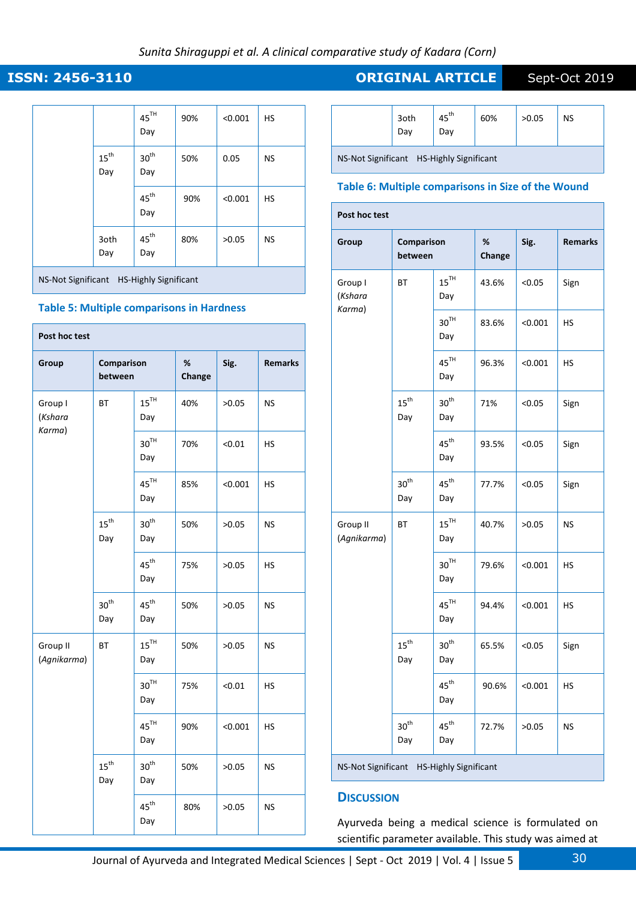| | | 45TH Day | 90% | <0.001 | HS |
|---|---|---|---|---|---|
| | 15th Day | 30th Day | 50% | 0.05 | NS |
| | | 45th Day | 90% | <0.001 | HS |
| | 3oth Day | 45th Day | 80% | >0.05 | NS |

NS-Not Significant HS-Highly Significant

**Table 5: Multiple comparisons in Hardness**

| Post hoc test | | | | | |
|---|---|---|---|---|---|
| **Group** | **Comparison between** | | **% Change** | **Sig.** | **Remarks** |
| Group I (*Kshara Karma*) | BT | 15TH Day | 40% | >0.05 | NS |
| | | 30TH Day | 70% | <0.01 | HS |
| | | 45TH Day | 85% | <0.001 | HS |
| | 15th Day | 30th Day | 50% | >0.05 | NS |
| | | 45th Day | 75% | >0.05 | HS |
| | 30th Day | 45th Day | 50% | >0.05 | NS |
| Group II (*Agnikarma*) | BT | 15TH Day | 50% | >0.05 | NS |
| | | 30TH Day | 75% | <0.01 | HS |
| | | 45TH Day | 90% | <0.001 | HS |
| | 15th Day | 30th Day | 50% | >0.05 | NS |
| | | 45th Day | 80% | >0.05 | NS |
| | 3oth Day | 45th Day | 60% | >0.05 | NS |

NS-Not Significant HS-Highly Significant

**Table 6: Multiple comparisons in Size of the Wound**

| Post hoc test | | | | | |
|---|---|---|---|---|---|
| **Group** | **Comparison between** | | **% Change** | **Sig.** | **Remarks** |
| Group I (*Kshara Karma*) | BT | 15TH Day | 43.6% | <0.05 | Sign |
| | | 30TH Day | 83.6% | <0.001 | HS |
| | | 45TH Day | 96.3% | <0.001 | HS |
| | 15th Day | 30th Day | 71% | <0.05 | Sign |
| | | 45th Day | 93.5% | <0.05 | Sign |
| | 30th Day | 45th Day | 77.7% | <0.05 | Sign |
| Group II (*Agnikarma*) | BT | 15TH Day | 40.7% | >0.05 | NS |
| | | 30TH Day | 79.6% | <0.001 | HS |
| | | 45TH Day | 94.4% | <0.001 | HS |
| | 15th Day | 30th Day | 65.5% | <0.05 | Sign |
| | | 45th Day | 90.6% | <0.001 | HS |
| | 30th Day | 45th Day | 72.7% | >0.05 | NS |

NS-Not Significant HS-Highly Significant

## Discussion

Ayurveda being a medical science is formulated on scientific parameter available. This study was aimed at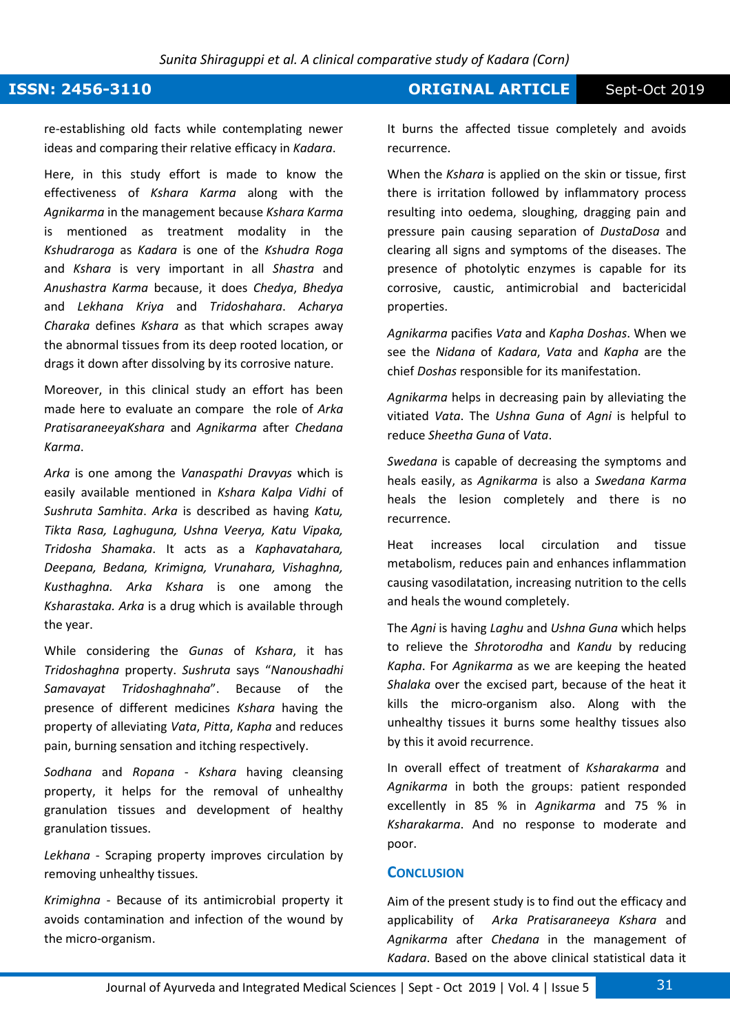re-establishing old facts while contemplating newer ideas and comparing their relative efficacy in *Kadara*.

Here, in this study effort is made to know the effectiveness of *Kshara Karma* along with the *Agnikarma* in the management because *Kshara Karma* is mentioned as treatment modality in the *Kshudraroga* as *Kadara* is one of the *Kshudra Roga* and *Kshara* is very important in all *Shastra* and *Anushastra Karma* because, it does *Chedya*, *Bhedya* and *Lekhana Kriya* and *Tridoshahara*. *Acharya Charaka* defines *Kshara* as that which scrapes away the abnormal tissues from its deep rooted location, or drags it down after dissolving by its corrosive nature.

Moreover, in this clinical study an effort has been made here to evaluate an compare the role of *Arka PratisaraneeyaKshara* and *Agnikarma* after *Chedana Karma*.

*Arka* is one among the *Vanaspathi Dravyas* which is easily available mentioned in *Kshara Kalpa Vidhi* of *Sushruta Samhita*. *Arka* is described as having *Katu, Tikta Rasa, Laghuguna, Ushna Veerya, Katu Vipaka, Tridosha Shamaka*. It acts as a *Kaphavatahara, Deepana, Bedana, Krimigna, Vrunahara, Vishaghna, Kusthaghna*. *Arka Kshara* is one among the *Ksharastaka*. *Arka* is a drug which is available through the year.

While considering the *Gunas* of *Kshara*, it has *Tridoshaghna* property. *Sushruta* says "*Nanoushadhi Samavayat Tridoshaghnaha*". Because of the presence of different medicines *Kshara* having the property of alleviating *Vata*, *Pitta*, *Kapha* and reduces pain, burning sensation and itching respectively.

*Sodhana* and *Ropana* - *Kshara* having cleansing property, it helps for the removal of unhealthy granulation tissues and development of healthy granulation tissues.

*Lekhana* - Scraping property improves circulation by removing unhealthy tissues.

*Krimighna* - Because of its antimicrobial property it avoids contamination and infection of the wound by the micro-organism.

It burns the affected tissue completely and avoids recurrence.

When the *Kshara* is applied on the skin or tissue, first there is irritation followed by inflammatory process resulting into oedema, sloughing, dragging pain and pressure pain causing separation of *DustaDosa* and clearing all signs and symptoms of the diseases. The presence of photolytic enzymes is capable for its corrosive, caustic, antimicrobial and bactericidal properties.

*Agnikarma* pacifies *Vata* and *Kapha Doshas*. When we see the *Nidana* of *Kadara*, *Vata* and *Kapha* are the chief *Doshas* responsible for its manifestation.

*Agnikarma* helps in decreasing pain by alleviating the vitiated *Vata*. The *Ushna Guna* of *Agni* is helpful to reduce *Sheetha Guna* of *Vata*.

*Swedana* is capable of decreasing the symptoms and heals easily, as *Agnikarma* is also a *Swedana Karma* heals the lesion completely and there is no recurrence.

Heat increases local circulation and tissue metabolism, reduces pain and enhances inflammation causing vasodilatation, increasing nutrition to the cells and heals the wound completely.

The *Agni* is having *Laghu* and *Ushna Guna* which helps to relieve the *Shrotorodha* and *Kandu* by reducing *Kapha*. For *Agnikarma* as we are keeping the heated *Shalaka* over the excised part, because of the heat it kills the micro-organism also. Along with the unhealthy tissues it burns some healthy tissues also by this it avoid recurrence.

In overall effect of treatment of *Ksharakarma* and *Agnikarma* in both the groups: patient responded excellently in 85 % in *Agnikarma* and 75 % in *Ksharakarma*. And no response to moderate and poor.

## Conclusion

Aim of the present study is to find out the efficacy and applicability of *Arka Pratisaraneeya Kshara* and *Agnikarma* after *Chedana* in the management of *Kadara*. Based on the above clinical statistical data it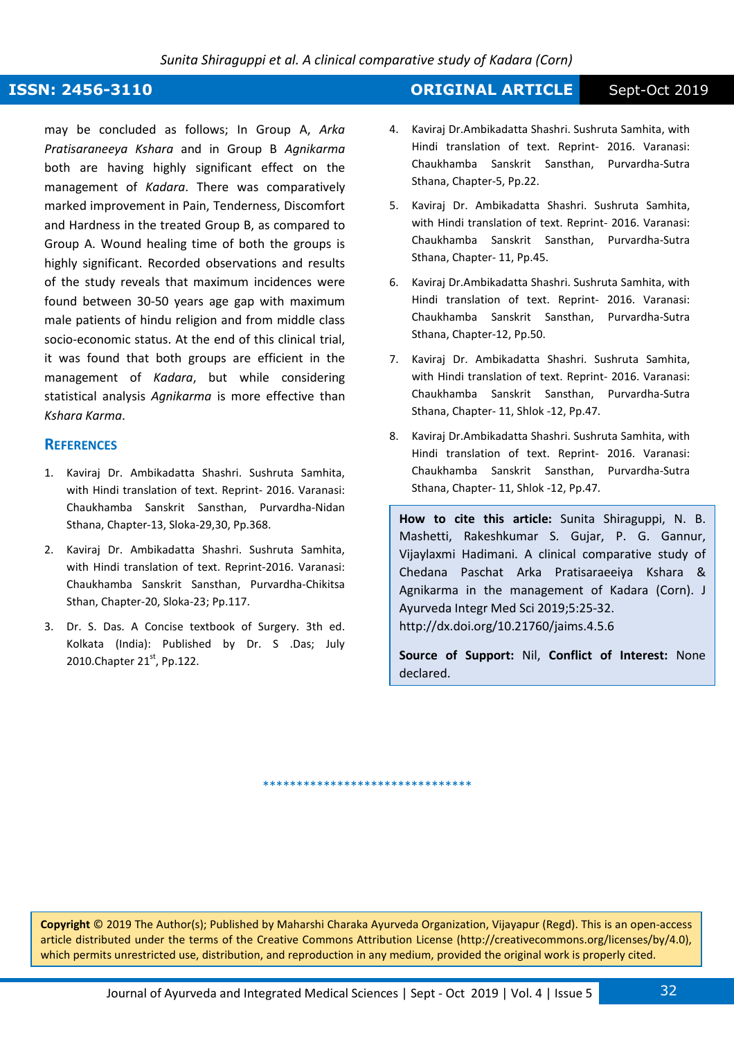may be concluded as follows; In Group A, *Arka Pratisaraneeya Kshara* and in Group B *Agnikarma* both are having highly significant effect on the management of *Kadara*. There was comparatively marked improvement in Pain, Tenderness, Discomfort and Hardness in the treated Group B, as compared to Group A. Wound healing time of both the groups is highly significant. Recorded observations and results of the study reveals that maximum incidences were found between 30-50 years age gap with maximum male patients of hindu religion and from middle class socio-economic status. At the end of this clinical trial, it was found that both groups are efficient in the management of *Kadara*, but while considering statistical analysis *Agnikarma* is more effective than *Kshara Karma*.

## References

1. Kaviraj Dr. Ambikadatta Shashri. Sushruta Samhita, with Hindi translation of text. Reprint- 2016. Varanasi: Chaukhamba Sanskrit Sansthan, Purvardha-Nidan Sthana, Chapter-13, Sloka-29,30, Pp.368.
2. Kaviraj Dr. Ambikadatta Shashri. Sushruta Samhita, with Hindi translation of text. Reprint-2016. Varanasi: Chaukhamba Sanskrit Sansthan, Purvardha-Chikitsa Sthan, Chapter-20, Sloka-23; Pp.117.
3. Dr. S. Das. A Concise textbook of Surgery. 3th ed. Kolkata (India): Published by Dr. S .Das; July 2010.Chapter 21st, Pp.122.
4. Kaviraj Dr.Ambikadatta Shashri. Sushruta Samhita, with Hindi translation of text. Reprint- 2016. Varanasi: Chaukhamba Sanskrit Sansthan, Purvardha-Sutra Sthana, Chapter-5, Pp.22.
5. Kaviraj Dr. Ambikadatta Shashri. Sushruta Samhita, with Hindi translation of text. Reprint- 2016. Varanasi: Chaukhamba Sanskrit Sansthan, Purvardha-Sutra Sthana, Chapter- 11, Pp.45.
6. Kaviraj Dr.Ambikadatta Shashri. Sushruta Samhita, with Hindi translation of text. Reprint- 2016. Varanasi: Chaukhamba Sanskrit Sansthan, Purvardha-Sutra Sthana, Chapter-12, Pp.50.
7. Kaviraj Dr. Ambikadatta Shashri. Sushruta Samhita, with Hindi translation of text. Reprint- 2016. Varanasi: Chaukhamba Sanskrit Sansthan, Purvardha-Sutra Sthana, Chapter- 11, Shlok -12, Pp.47.
8. Kaviraj Dr.Ambikadatta Shashri. Sushruta Samhita, with Hindi translation of text. Reprint- 2016. Varanasi: Chaukhamba Sanskrit Sansthan, Purvardha-Sutra Sthana, Chapter- 11, Shlok -12, Pp.47.

**How to cite this article:** Sunita Shiraguppi, N. B. Mashetti, Rakeshkumar S. Gujar, P. G. Gannur, Vijaylaxmi Hadimani. A clinical comparative study of Chedana Paschat Arka Pratisaraeeiya Kshara & Agnikarma in the management of Kadara (Corn). J Ayurveda Integr Med Sci 2019;5:25-32. http://dx.doi.org/10.21760/jaims.4.5.6

**Source of Support:** Nil, **Conflict of Interest:** None declared.

******************************

**Copyright** © 2019 The Author(s); Published by Maharshi Charaka Ayurveda Organization, Vijayapur (Regd). This is an open-access article distributed under the terms of the Creative Commons Attribution License (http://creativecommons.org/licenses/by/4.0), which permits unrestricted use, distribution, and reproduction in any medium, provided the original work is properly cited.